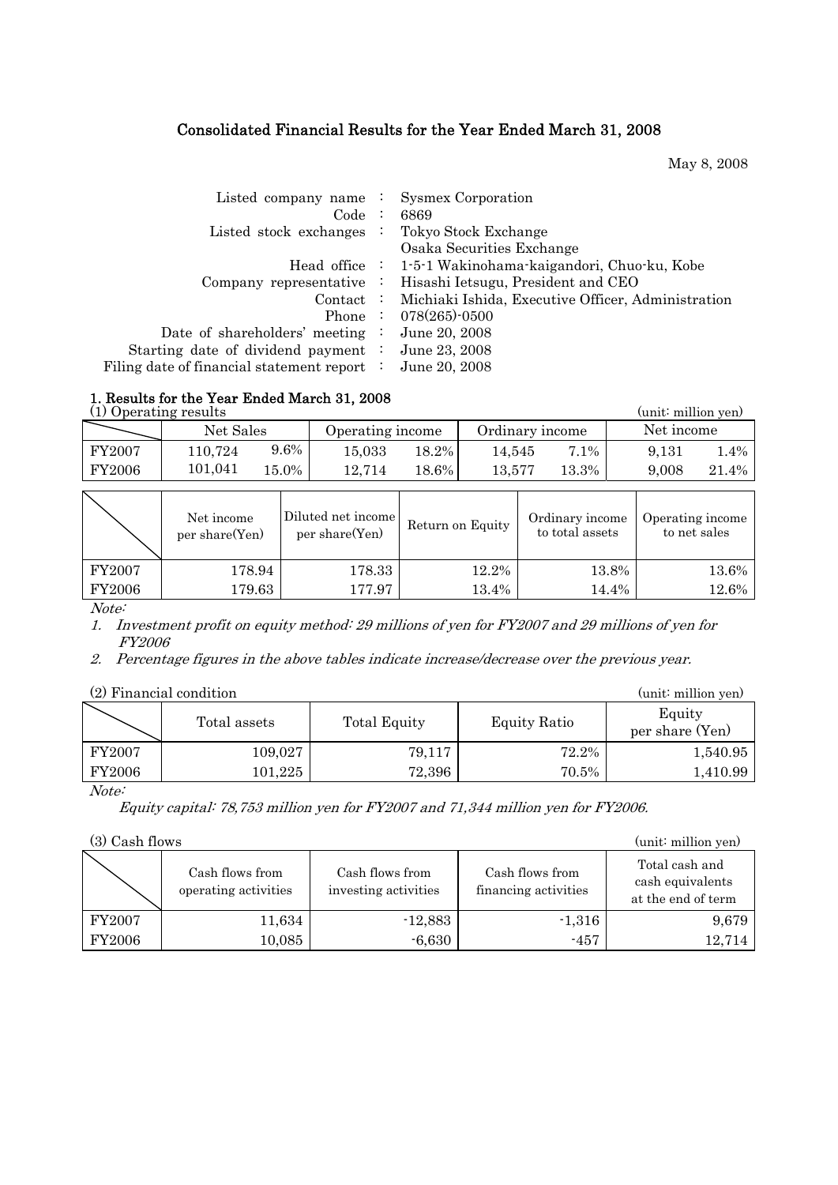# Consolidated Financial Results for the Year Ended March 31, 2008

May 8, 2008

| | | |
|---|---|---|
| Listed company name | : | Sysmex Corporation |
| Code | : | 6869 |
| Listed stock exchanges | : | Tokyo Stock Exchange |
| | | Osaka Securities Exchange |
| Head office | : | 1-5-1 Wakinohama-kaigandori, Chuo-ku, Kobe |
| Company representative | : | Hisashi Ietsugu, President and CEO |
| Contact | : | Michiaki Ishida, Executive Officer, Administration |
| Phone | : | 078(265)-0500 |
| Date of shareholders' meeting | : | June 20, 2008 |
| Starting date of dividend payment | : | June 23, 2008 |
| Filing date of financial statement report | : | June 20, 2008 |

## 1. Results for the Year Ended March 31, 2008

(1) Operating results (unit: million yen)

| | Net Sales | | Operating income | | Ordinary income | | Net income | |
|---|---|---|---|---|---|---|---|---|
| FY2007 | 110,724 | 9.6% | 15,033 | 18.2% | 14,545 | 7.1% | 9,131 | 1.4% |
| FY2006 | 101,041 | 15.0% | 12,714 | 18.6% | 13,577 | 13.3% | 9,008 | 21.4% |

| | Net income per share(Yen) | Diluted net income per share(Yen) | Return on Equity | Ordinary income to total assets | Operating income to net sales |
|---|---|---|---|---|---|
| FY2007 | 178.94 | 178.33 | 12.2% | 13.8% | 13.6% |
| FY2006 | 179.63 | 177.97 | 13.4% | 14.4% | 12.6% |

*Note:*

1. *Investment profit on equity method: 29 millions of yen for FY2007 and 29 millions of yen for FY2006*
2. *Percentage figures in the above tables indicate increase/decrease over the previous year.*

(2) Financial condition (unit: million yen)

| | Total assets | Total Equity | Equity Ratio | Equity per share (Yen) |
|---|---|---|---|---|
| FY2007 | 109,027 | 79,117 | 72.2% | 1,540.95 |
| FY2006 | 101,225 | 72,396 | 70.5% | 1,410.99 |

*Note:*

*Equity capital: 78,753 million yen for FY2007 and 71,344 million yen for FY2006.*

(3) Cash flows (unit: million yen)

| | Cash flows from operating activities | Cash flows from investing activities | Cash flows from financing activities | Total cash and cash equivalents at the end of term |
|---|---|---|---|---|
| FY2007 | 11,634 | -12,883 | -1,316 | 9,679 |
| FY2006 | 10,085 | -6,630 | -457 | 12,714 |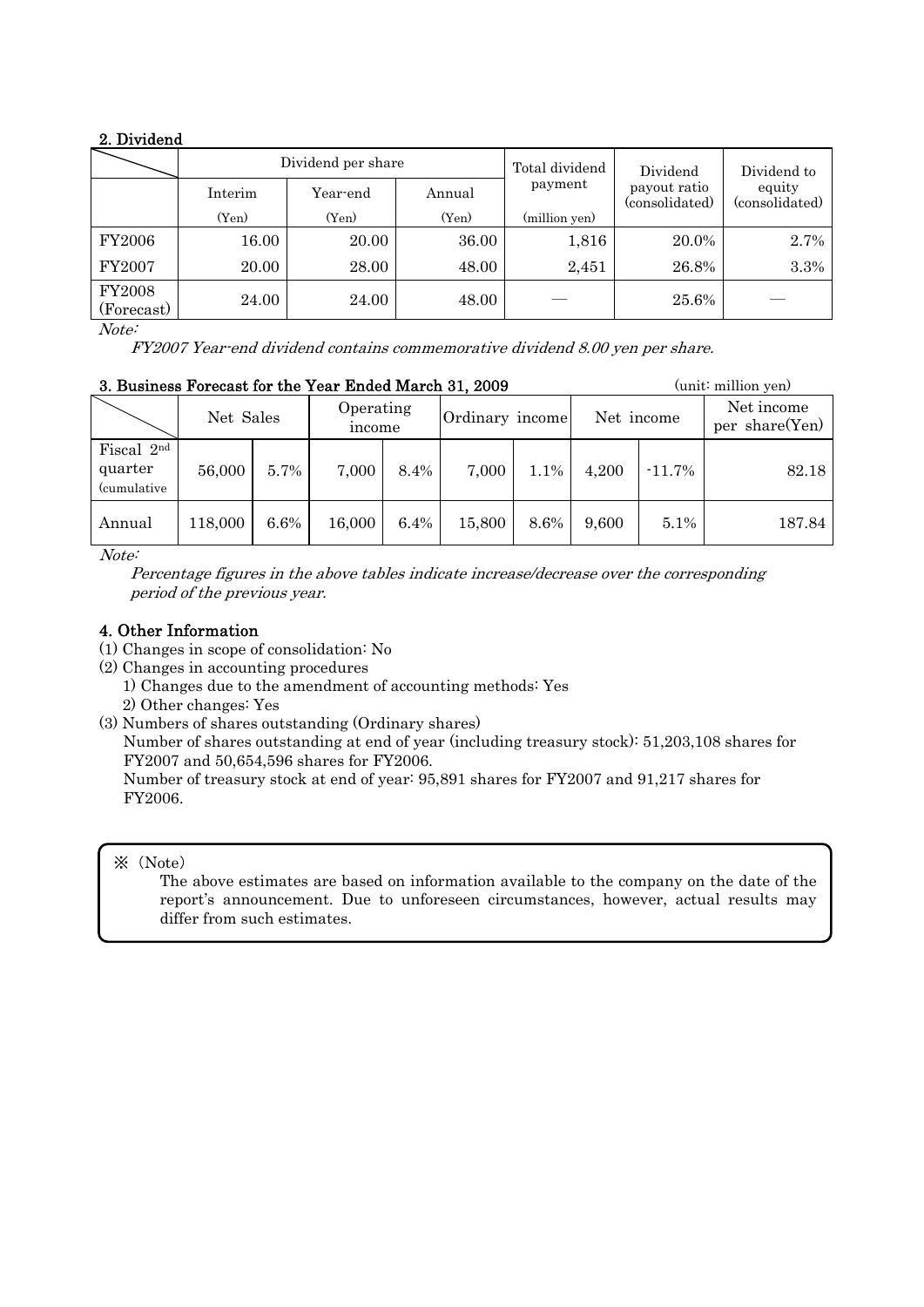## 2. Dividend

| | Dividend per share | | | Total dividend payment | Dividend payout ratio (consolidated) | Dividend to equity (consolidated) |
|---|---|---|---|---|---|---|
| | Interim | Year-end | Annual | | | |
| | (Yen) | (Yen) | (Yen) | (million yen) | | |
| FY2006 | 16.00 | 20.00 | 36.00 | 1,816 | 20.0% | 2.7% |
| FY2007 | 20.00 | 28.00 | 48.00 | 2,451 | 26.8% | 3.3% |
| FY2008 (Forecast) | 24.00 | 24.00 | 48.00 | — | 25.6% | — |

*Note:*

*FY2007 Year-end dividend contains commemorative dividend 8.00 yen per share.*

## 3. Business Forecast for the Year Ended March 31, 2009

(unit: million yen)

| | Net Sales | | Operating income | | Ordinary income | | Net income | | Net income per share(Yen) |
|---|---|---|---|---|---|---|---|---|---|
| Fiscal 2nd quarter (cumulative | 56,000 | 5.7% | 7,000 | 8.4% | 7,000 | 1.1% | 4,200 | -11.7% | 82.18 |
| Annual | 118,000 | 6.6% | 16,000 | 6.4% | 15,800 | 8.6% | 9,600 | 5.1% | 187.84 |

*Note:*

*Percentage figures in the above tables indicate increase/decrease over the corresponding period of the previous year.*

## 4. Other Information

(1) Changes in scope of consolidation: No

(2) Changes in accounting procedures

1) Changes due to the amendment of accounting methods: Yes

2) Other changes: Yes

(3) Numbers of shares outstanding (Ordinary shares)

Number of shares outstanding at end of year (including treasury stock): 51,203,108 shares for FY2007 and 50,654,596 shares for FY2006.

Number of treasury stock at end of year: 95,891 shares for FY2007 and 91,217 shares for FY2006.

※ (Note)

The above estimates are based on information available to the company on the date of the report's announcement. Due to unforeseen circumstances, however, actual results may differ from such estimates.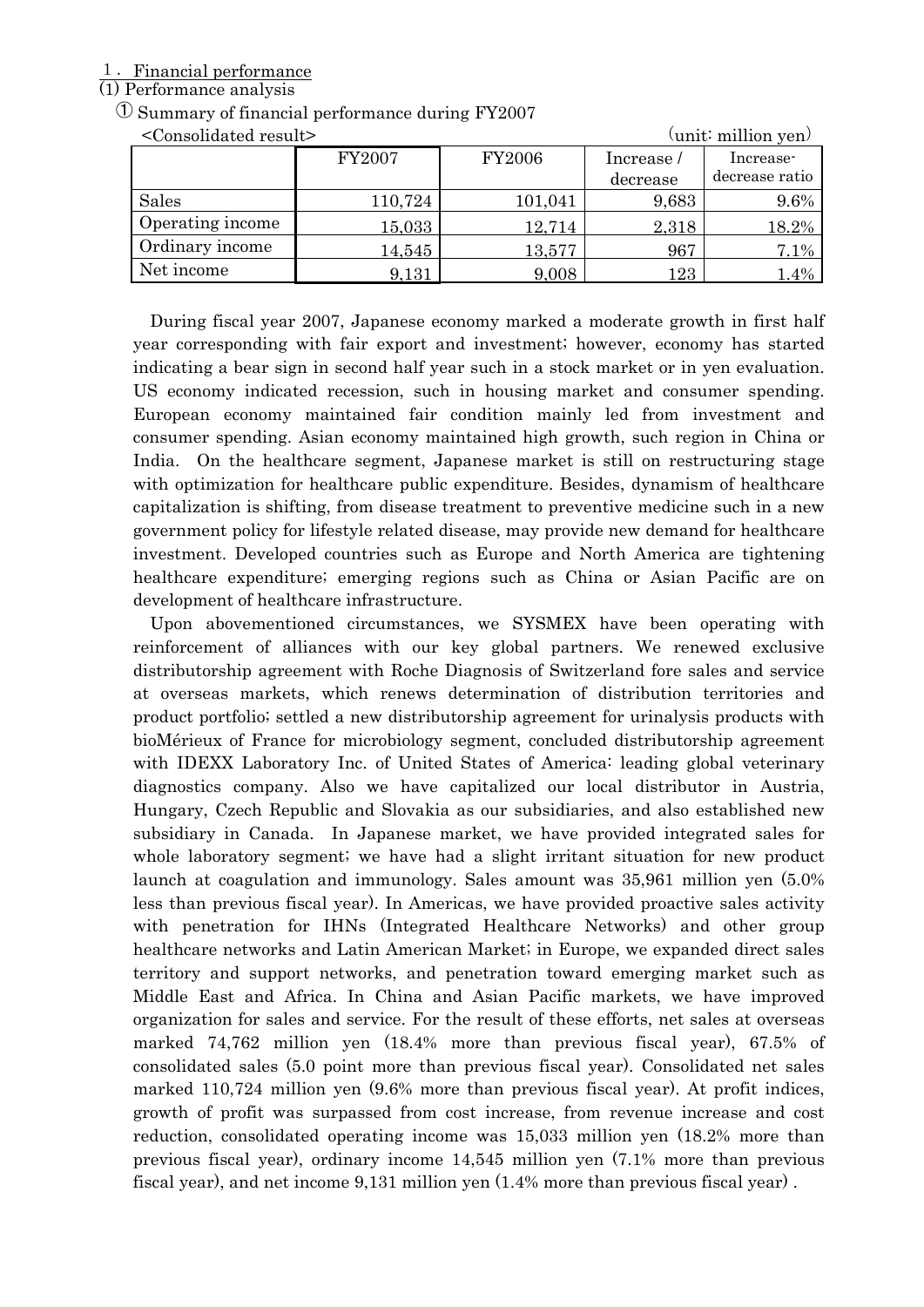## 1. Financial performance

### (1) Performance analysis

① Summary of financial performance during FY2007

<Consolidated result> (unit: million yen)

| | FY2007 | FY2006 | Increase / decrease | Increase-decrease ratio |
|---|---|---|---|---|
| Sales | 110,724 | 101,041 | 9,683 | 9.6% |
| Operating income | 15,033 | 12,714 | 2,318 | 18.2% |
| Ordinary income | 14,545 | 13,577 | 967 | 7.1% |
| Net income | 9,131 | 9,008 | 123 | 1.4% |

During fiscal year 2007, Japanese economy marked a moderate growth in first half year corresponding with fair export and investment; however, economy has started indicating a bear sign in second half year such in a stock market or in yen evaluation. US economy indicated recession, such in housing market and consumer spending. European economy maintained fair condition mainly led from investment and consumer spending. Asian economy maintained high growth, such region in China or India. On the healthcare segment, Japanese market is still on restructuring stage with optimization for healthcare public expenditure. Besides, dynamism of healthcare capitalization is shifting, from disease treatment to preventive medicine such in a new government policy for lifestyle related disease, may provide new demand for healthcare investment. Developed countries such as Europe and North America are tightening healthcare expenditure; emerging regions such as China or Asian Pacific are on development of healthcare infrastructure.

Upon abovementioned circumstances, we SYSMEX have been operating with reinforcement of alliances with our key global partners. We renewed exclusive distributorship agreement with Roche Diagnosis of Switzerland fore sales and service at overseas markets, which renews determination of distribution territories and product portfolio; settled a new distributorship agreement for urinalysis products with bioMérieux of France for microbiology segment, concluded distributorship agreement with IDEXX Laboratory Inc. of United States of America: leading global veterinary diagnostics company. Also we have capitalized our local distributor in Austria, Hungary, Czech Republic and Slovakia as our subsidiaries, and also established new subsidiary in Canada. In Japanese market, we have provided integrated sales for whole laboratory segment; we have had a slight irritant situation for new product launch at coagulation and immunology. Sales amount was 35,961 million yen (5.0% less than previous fiscal year). In Americas, we have provided proactive sales activity with penetration for IHNs (Integrated Healthcare Networks) and other group healthcare networks and Latin American Market; in Europe, we expanded direct sales territory and support networks, and penetration toward emerging market such as Middle East and Africa. In China and Asian Pacific markets, we have improved organization for sales and service. For the result of these efforts, net sales at overseas marked 74,762 million yen (18.4% more than previous fiscal year), 67.5% of consolidated sales (5.0 point more than previous fiscal year). Consolidated net sales marked 110,724 million yen (9.6% more than previous fiscal year). At profit indices, growth of profit was surpassed from cost increase, from revenue increase and cost reduction, consolidated operating income was 15,033 million yen (18.2% more than previous fiscal year), ordinary income 14,545 million yen (7.1% more than previous fiscal year), and net income 9,131 million yen (1.4% more than previous fiscal year).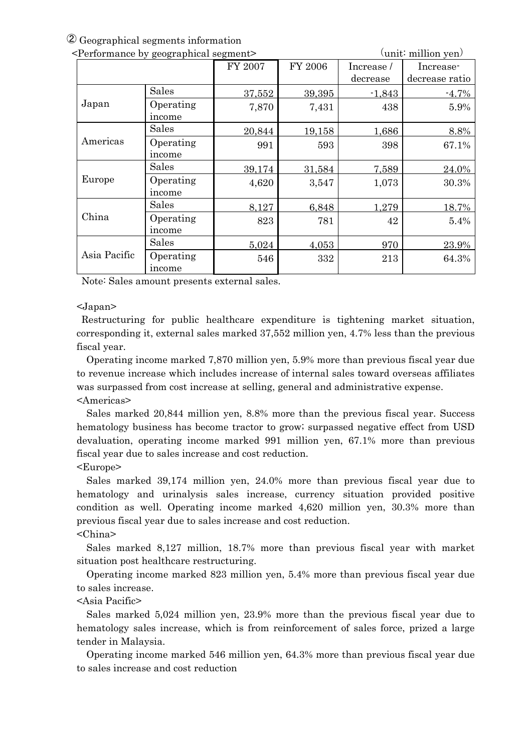② Geographical segments information

<Performance by geographical segment> (unit: million yen)

| | | FY 2007 | FY 2006 | Increase / decrease | Increase-decrease ratio |
|---|---|---|---|---|---|
| Japan | Sales | 37,552 | 39,395 | -1,843 | -4.7% |
| | Operating income | 7,870 | 7,431 | 438 | 5.9% |
| Americas | Sales | 20,844 | 19,158 | 1,686 | 8.8% |
| | Operating income | 991 | 593 | 398 | 67.1% |
| Europe | Sales | 39,174 | 31,584 | 7,589 | 24.0% |
| | Operating income | 4,620 | 3,547 | 1,073 | 30.3% |
| China | Sales | 8,127 | 6,848 | 1,279 | 18.7% |
| | Operating income | 823 | 781 | 42 | 5.4% |
| Asia Pacific | Sales | 5,024 | 4,053 | 970 | 23.9% |
| | Operating income | 546 | 332 | 213 | 64.3% |

Note: Sales amount presents external sales.

<Japan>

Restructuring for public healthcare expenditure is tightening market situation, corresponding it, external sales marked 37,552 million yen, 4.7% less than the previous fiscal year.

Operating income marked 7,870 million yen, 5.9% more than previous fiscal year due to revenue increase which includes increase of internal sales toward overseas affiliates was surpassed from cost increase at selling, general and administrative expense.

<Americas>

Sales marked 20,844 million yen, 8.8% more than the previous fiscal year. Success hematology business has become tractor to grow; surpassed negative effect from USD devaluation, operating income marked 991 million yen, 67.1% more than previous fiscal year due to sales increase and cost reduction.

<Europe>

Sales marked 39,174 million yen, 24.0% more than previous fiscal year due to hematology and urinalysis sales increase, currency situation provided positive condition as well. Operating income marked 4,620 million yen, 30.3% more than previous fiscal year due to sales increase and cost reduction.

<China>

Sales marked 8,127 million, 18.7% more than previous fiscal year with market situation post healthcare restructuring.

Operating income marked 823 million yen, 5.4% more than previous fiscal year due to sales increase.

<Asia Pacific>

Sales marked 5,024 million yen, 23.9% more than the previous fiscal year due to hematology sales increase, which is from reinforcement of sales force, prized a large tender in Malaysia.

Operating income marked 546 million yen, 64.3% more than previous fiscal year due to sales increase and cost reduction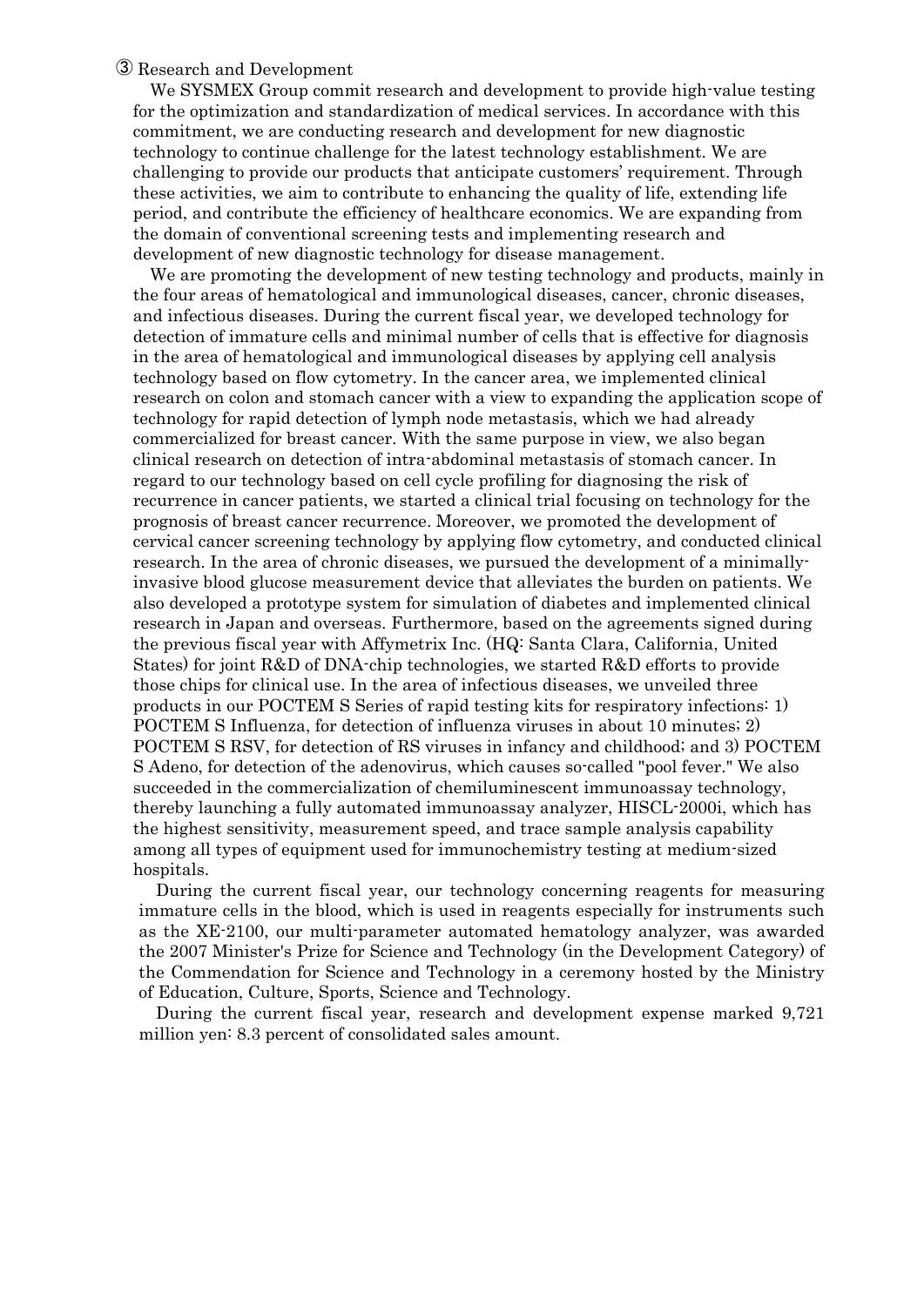### ③ Research and Development

We SYSMEX Group commit research and development to provide high-value testing for the optimization and standardization of medical services. In accordance with this commitment, we are conducting research and development for new diagnostic technology to continue challenge for the latest technology establishment. We are challenging to provide our products that anticipate customers' requirement. Through these activities, we aim to contribute to enhancing the quality of life, extending life period, and contribute the efficiency of healthcare economics. We are expanding from the domain of conventional screening tests and implementing research and development of new diagnostic technology for disease management.

We are promoting the development of new testing technology and products, mainly in the four areas of hematological and immunological diseases, cancer, chronic diseases, and infectious diseases. During the current fiscal year, we developed technology for detection of immature cells and minimal number of cells that is effective for diagnosis in the area of hematological and immunological diseases by applying cell analysis technology based on flow cytometry. In the cancer area, we implemented clinical research on colon and stomach cancer with a view to expanding the application scope of technology for rapid detection of lymph node metastasis, which we had already commercialized for breast cancer. With the same purpose in view, we also began clinical research on detection of intra-abdominal metastasis of stomach cancer. In regard to our technology based on cell cycle profiling for diagnosing the risk of recurrence in cancer patients, we started a clinical trial focusing on technology for the prognosis of breast cancer recurrence. Moreover, we promoted the development of cervical cancer screening technology by applying flow cytometry, and conducted clinical research. In the area of chronic diseases, we pursued the development of a minimally-invasive blood glucose measurement device that alleviates the burden on patients. We also developed a prototype system for simulation of diabetes and implemented clinical research in Japan and overseas. Furthermore, based on the agreements signed during the previous fiscal year with Affymetrix Inc. (HQ: Santa Clara, California, United States) for joint R&D of DNA-chip technologies, we started R&D efforts to provide those chips for clinical use. In the area of infectious diseases, we unveiled three products in our POCTEM S Series of rapid testing kits for respiratory infections: 1) POCTEM S Influenza, for detection of influenza viruses in about 10 minutes; 2) POCTEM S RSV, for detection of RS viruses in infancy and childhood; and 3) POCTEM S Adeno, for detection of the adenovirus, which causes so-called "pool fever." We also succeeded in the commercialization of chemiluminescent immunoassay technology, thereby launching a fully automated immunoassay analyzer, HISCL-2000i, which has the highest sensitivity, measurement speed, and trace sample analysis capability among all types of equipment used for immunochemistry testing at medium-sized hospitals.

During the current fiscal year, our technology concerning reagents for measuring immature cells in the blood, which is used in reagents especially for instruments such as the XE-2100, our multi-parameter automated hematology analyzer, was awarded the 2007 Minister's Prize for Science and Technology (in the Development Category) of the Commendation for Science and Technology in a ceremony hosted by the Ministry of Education, Culture, Sports, Science and Technology.

During the current fiscal year, research and development expense marked 9,721 million yen: 8.3 percent of consolidated sales amount.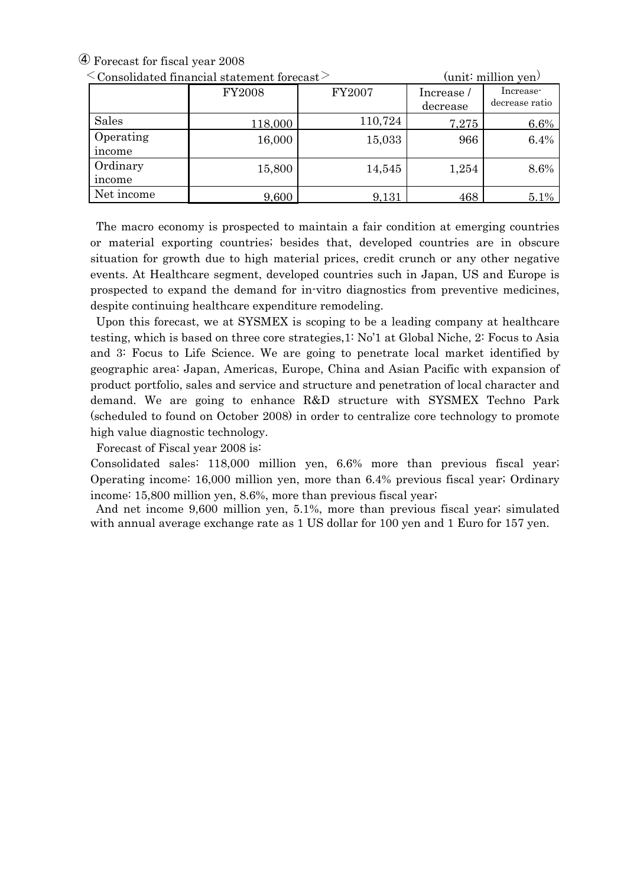④ Forecast for fiscal year 2008

＜Consolidated financial statement forecast＞ (unit: million yen)

| | FY2008 | FY2007 | Increase / decrease | Increase-decrease ratio |
|---|---|---|---|---|
| Sales | 118,000 | 110,724 | 7,275 | 6.6% |
| Operating income | 16,000 | 15,033 | 966 | 6.4% |
| Ordinary income | 15,800 | 14,545 | 1,254 | 8.6% |
| Net income | 9,600 | 9,131 | 468 | 5.1% |

The macro economy is prospected to maintain a fair condition at emerging countries or material exporting countries; besides that, developed countries are in obscure situation for growth due to high material prices, credit crunch or any other negative events. At Healthcare segment, developed countries such in Japan, US and Europe is prospected to expand the demand for in-vitro diagnostics from preventive medicines, despite continuing healthcare expenditure remodeling.

Upon this forecast, we at SYSMEX is scoping to be a leading company at healthcare testing, which is based on three core strategies,1: No'1 at Global Niche, 2: Focus to Asia and 3: Focus to Life Science. We are going to penetrate local market identified by geographic area: Japan, Americas, Europe, China and Asian Pacific with expansion of product portfolio, sales and service and structure and penetration of local character and demand. We are going to enhance R&D structure with SYSMEX Techno Park (scheduled to found on October 2008) in order to centralize core technology to promote high value diagnostic technology.

Forecast of Fiscal year 2008 is:

Consolidated sales: 118,000 million yen, 6.6% more than previous fiscal year; Operating income: 16,000 million yen, more than 6.4% previous fiscal year; Ordinary income: 15,800 million yen, 8.6%, more than previous fiscal year;

And net income 9,600 million yen, 5.1%, more than previous fiscal year; simulated with annual average exchange rate as 1 US dollar for 100 yen and 1 Euro for 157 yen.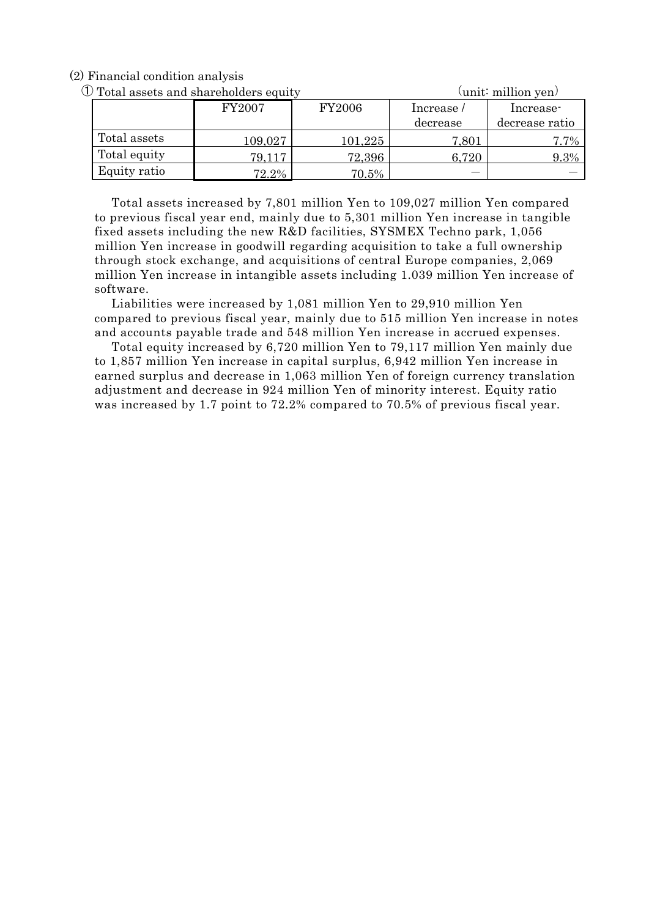(2) Financial condition analysis

① Total assets and shareholders equity (unit: million yen)

| | FY2007 | FY2006 | Increase / decrease | Increase-decrease ratio |
|---|---|---|---|---|
| Total assets | 109,027 | 101,225 | 7,801 | 7.7% |
| Total equity | 79,117 | 72,396 | 6,720 | 9.3% |
| Equity ratio | 72.2% | 70.5% | — | — |

Total assets increased by 7,801 million Yen to 109,027 million Yen compared to previous fiscal year end, mainly due to 5,301 million Yen increase in tangible fixed assets including the new R&D facilities, SYSMEX Techno park, 1,056 million Yen increase in goodwill regarding acquisition to take a full ownership through stock exchange, and acquisitions of central Europe companies, 2,069 million Yen increase in intangible assets including 1.039 million Yen increase of software.

Liabilities were increased by 1,081 million Yen to 29,910 million Yen compared to previous fiscal year, mainly due to 515 million Yen increase in notes and accounts payable trade and 548 million Yen increase in accrued expenses.

Total equity increased by 6,720 million Yen to 79,117 million Yen mainly due to 1,857 million Yen increase in capital surplus, 6,942 million Yen increase in earned surplus and decrease in 1,063 million Yen of foreign currency translation adjustment and decrease in 924 million Yen of minority interest. Equity ratio was increased by 1.7 point to 72.2% compared to 70.5% of previous fiscal year.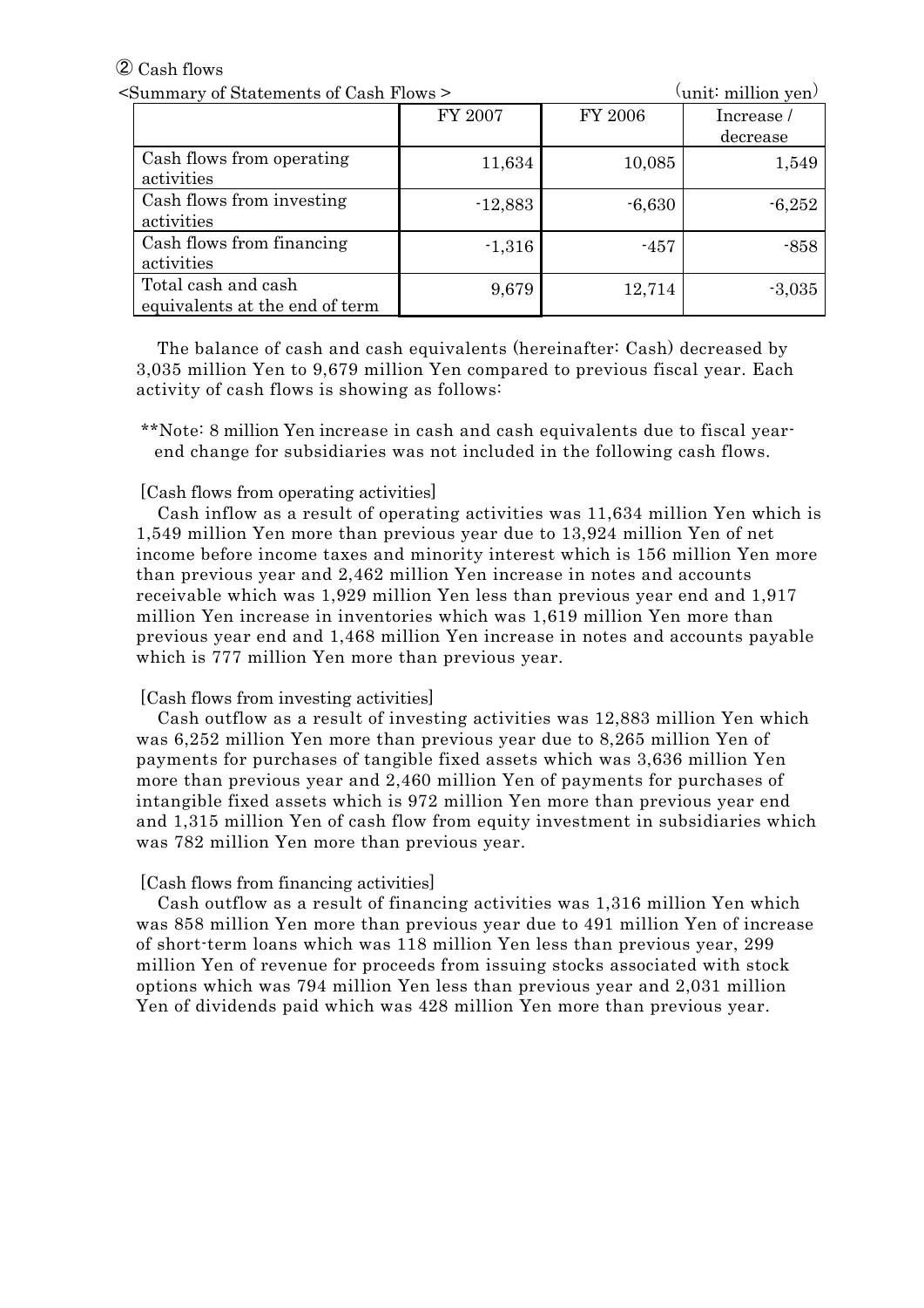② Cash flows

<Summary of Statements of Cash Flows > (unit: million yen)

| | FY 2007 | FY 2006 | Increase / decrease |
|---|---|---|---|
| Cash flows from operating activities | 11,634 | 10,085 | 1,549 |
| Cash flows from investing activities | -12,883 | -6,630 | -6,252 |
| Cash flows from financing activities | -1,316 | -457 | -858 |
| Total cash and cash equivalents at the end of term | 9,679 | 12,714 | -3,035 |

The balance of cash and cash equivalents (hereinafter: Cash) decreased by 3,035 million Yen to 9,679 million Yen compared to previous fiscal year. Each activity of cash flows is showing as follows:

**Note: 8 million Yen increase in cash and cash equivalents due to fiscal year-end change for subsidiaries was not included in the following cash flows.

[Cash flows from operating activities]

Cash inflow as a result of operating activities was 11,634 million Yen which is 1,549 million Yen more than previous year due to 13,924 million Yen of net income before income taxes and minority interest which is 156 million Yen more than previous year and 2,462 million Yen increase in notes and accounts receivable which was 1,929 million Yen less than previous year end and 1,917 million Yen increase in inventories which was 1,619 million Yen more than previous year end and 1,468 million Yen increase in notes and accounts payable which is 777 million Yen more than previous year.

[Cash flows from investing activities]

Cash outflow as a result of investing activities was 12,883 million Yen which was 6,252 million Yen more than previous year due to 8,265 million Yen of payments for purchases of tangible fixed assets which was 3,636 million Yen more than previous year and 2,460 million Yen of payments for purchases of intangible fixed assets which is 972 million Yen more than previous year end and 1,315 million Yen of cash flow from equity investment in subsidiaries which was 782 million Yen more than previous year.

[Cash flows from financing activities]

Cash outflow as a result of financing activities was 1,316 million Yen which was 858 million Yen more than previous year due to 491 million Yen of increase of short-term loans which was 118 million Yen less than previous year, 299 million Yen of revenue for proceeds from issuing stocks associated with stock options which was 794 million Yen less than previous year and 2,031 million Yen of dividends paid which was 428 million Yen more than previous year.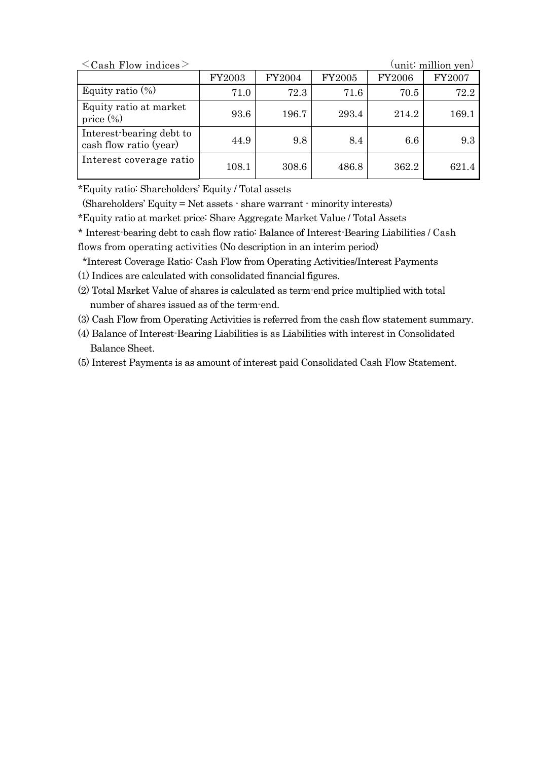＜Cash Flow indices＞ (unit: million yen)

| | FY2003 | FY2004 | FY2005 | FY2006 | FY2007 |
|---|---|---|---|---|---|
| Equity ratio (%) | 71.0 | 72.3 | 71.6 | 70.5 | 72.2 |
| Equity ratio at market price (%) | 93.6 | 196.7 | 293.4 | 214.2 | 169.1 |
| Interest-bearing debt to cash flow ratio (year) | 44.9 | 9.8 | 8.4 | 6.6 | 9.3 |
| Interest coverage ratio | 108.1 | 308.6 | 486.8 | 362.2 | 621.4 |

*Equity ratio: Shareholders' Equity / Total assets
(Shareholders' Equity = Net assets - share warrant - minority interests)

*Equity ratio at market price: Share Aggregate Market Value / Total Assets

* Interest-bearing debt to cash flow ratio: Balance of Interest-Bearing Liabilities / Cash flows from operating activities (No description in an interim period)

*Interest Coverage Ratio: Cash Flow from Operating Activities/Interest Payments

(1) Indices are calculated with consolidated financial figures.

(2) Total Market Value of shares is calculated as term-end price multiplied with total number of shares issued as of the term-end.

(3) Cash Flow from Operating Activities is referred from the cash flow statement summary.

(4) Balance of Interest-Bearing Liabilities is as Liabilities with interest in Consolidated Balance Sheet.

(5) Interest Payments is as amount of interest paid Consolidated Cash Flow Statement.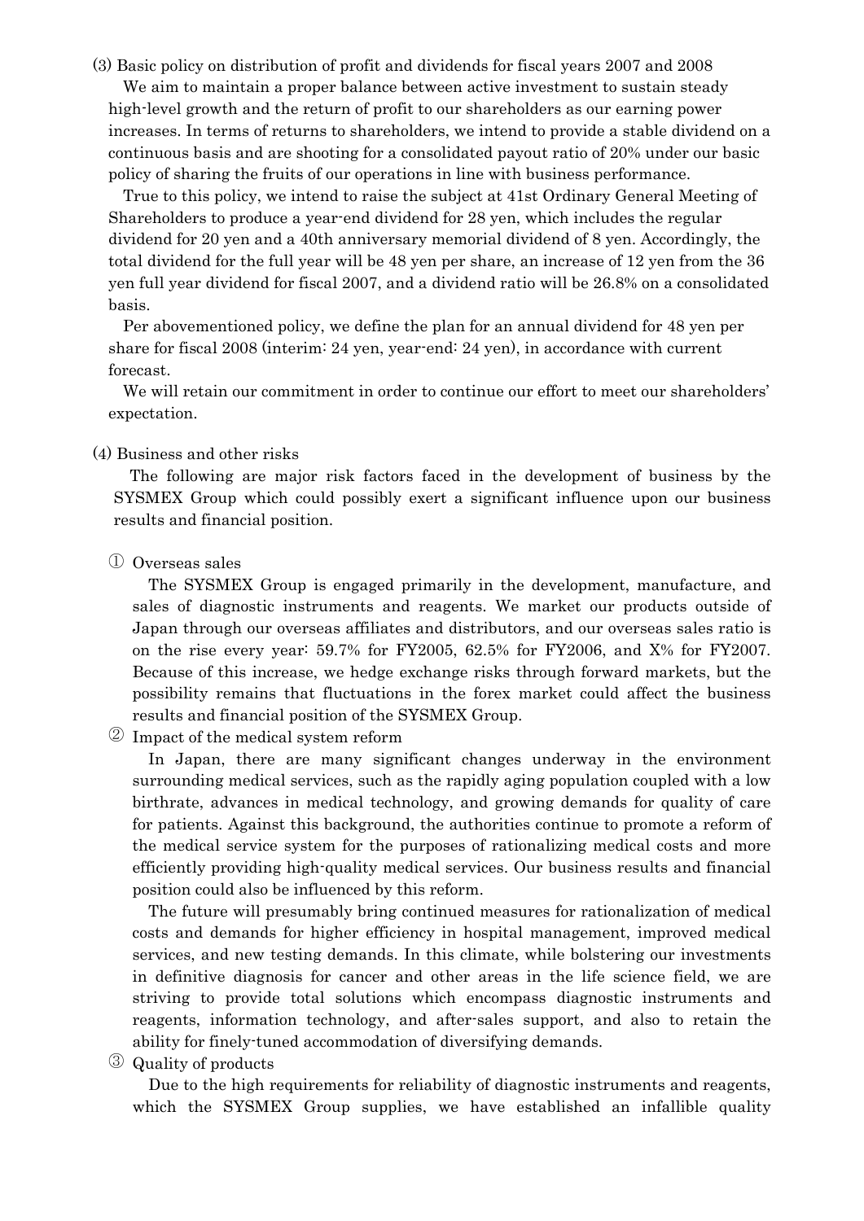(3) Basic policy on distribution of profit and dividends for fiscal years 2007 and 2008

We aim to maintain a proper balance between active investment to sustain steady high-level growth and the return of profit to our shareholders as our earning power increases. In terms of returns to shareholders, we intend to provide a stable dividend on a continuous basis and are shooting for a consolidated payout ratio of 20% under our basic policy of sharing the fruits of our operations in line with business performance.

True to this policy, we intend to raise the subject at 41st Ordinary General Meeting of Shareholders to produce a year-end dividend for 28 yen, which includes the regular dividend for 20 yen and a 40th anniversary memorial dividend of 8 yen. Accordingly, the total dividend for the full year will be 48 yen per share, an increase of 12 yen from the 36 yen full year dividend for fiscal 2007, and a dividend ratio will be 26.8% on a consolidated basis.

Per abovementioned policy, we define the plan for an annual dividend for 48 yen per share for fiscal 2008 (interim: 24 yen, year-end: 24 yen), in accordance with current forecast.

We will retain our commitment in order to continue our effort to meet our shareholders' expectation.

(4) Business and other risks

The following are major risk factors faced in the development of business by the SYSMEX Group which could possibly exert a significant influence upon our business results and financial position.

① Overseas sales

The SYSMEX Group is engaged primarily in the development, manufacture, and sales of diagnostic instruments and reagents. We market our products outside of Japan through our overseas affiliates and distributors, and our overseas sales ratio is on the rise every year: 59.7% for FY2005, 62.5% for FY2006, and X% for FY2007. Because of this increase, we hedge exchange risks through forward markets, but the possibility remains that fluctuations in the forex market could affect the business results and financial position of the SYSMEX Group.

② Impact of the medical system reform

In Japan, there are many significant changes underway in the environment surrounding medical services, such as the rapidly aging population coupled with a low birthrate, advances in medical technology, and growing demands for quality of care for patients. Against this background, the authorities continue to promote a reform of the medical service system for the purposes of rationalizing medical costs and more efficiently providing high-quality medical services. Our business results and financial position could also be influenced by this reform.

The future will presumably bring continued measures for rationalization of medical costs and demands for higher efficiency in hospital management, improved medical services, and new testing demands. In this climate, while bolstering our investments in definitive diagnosis for cancer and other areas in the life science field, we are striving to provide total solutions which encompass diagnostic instruments and reagents, information technology, and after-sales support, and also to retain the ability for finely-tuned accommodation of diversifying demands.

③ Quality of products

Due to the high requirements for reliability of diagnostic instruments and reagents, which the SYSMEX Group supplies, we have established an infallible quality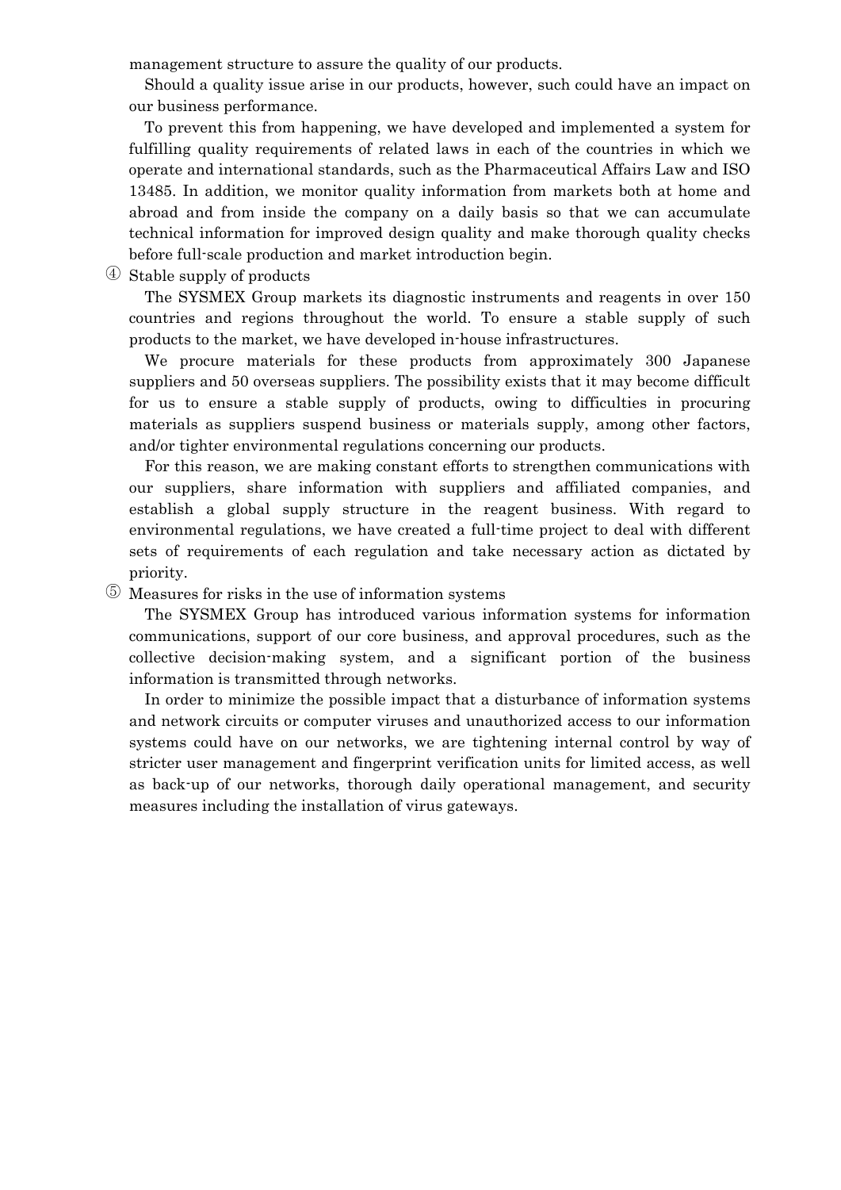management structure to assure the quality of our products.

Should a quality issue arise in our products, however, such could have an impact on our business performance.

To prevent this from happening, we have developed and implemented a system for fulfilling quality requirements of related laws in each of the countries in which we operate and international standards, such as the Pharmaceutical Affairs Law and ISO 13485. In addition, we monitor quality information from markets both at home and abroad and from inside the company on a daily basis so that we can accumulate technical information for improved design quality and make thorough quality checks before full-scale production and market introduction begin.

④ Stable supply of products

The SYSMEX Group markets its diagnostic instruments and reagents in over 150 countries and regions throughout the world. To ensure a stable supply of such products to the market, we have developed in-house infrastructures.

We procure materials for these products from approximately 300 Japanese suppliers and 50 overseas suppliers. The possibility exists that it may become difficult for us to ensure a stable supply of products, owing to difficulties in procuring materials as suppliers suspend business or materials supply, among other factors, and/or tighter environmental regulations concerning our products.

For this reason, we are making constant efforts to strengthen communications with our suppliers, share information with suppliers and affiliated companies, and establish a global supply structure in the reagent business. With regard to environmental regulations, we have created a full-time project to deal with different sets of requirements of each regulation and take necessary action as dictated by priority.

⑤ Measures for risks in the use of information systems

The SYSMEX Group has introduced various information systems for information communications, support of our core business, and approval procedures, such as the collective decision-making system, and a significant portion of the business information is transmitted through networks.

In order to minimize the possible impact that a disturbance of information systems and network circuits or computer viruses and unauthorized access to our information systems could have on our networks, we are tightening internal control by way of stricter user management and fingerprint verification units for limited access, as well as back-up of our networks, thorough daily operational management, and security measures including the installation of virus gateways.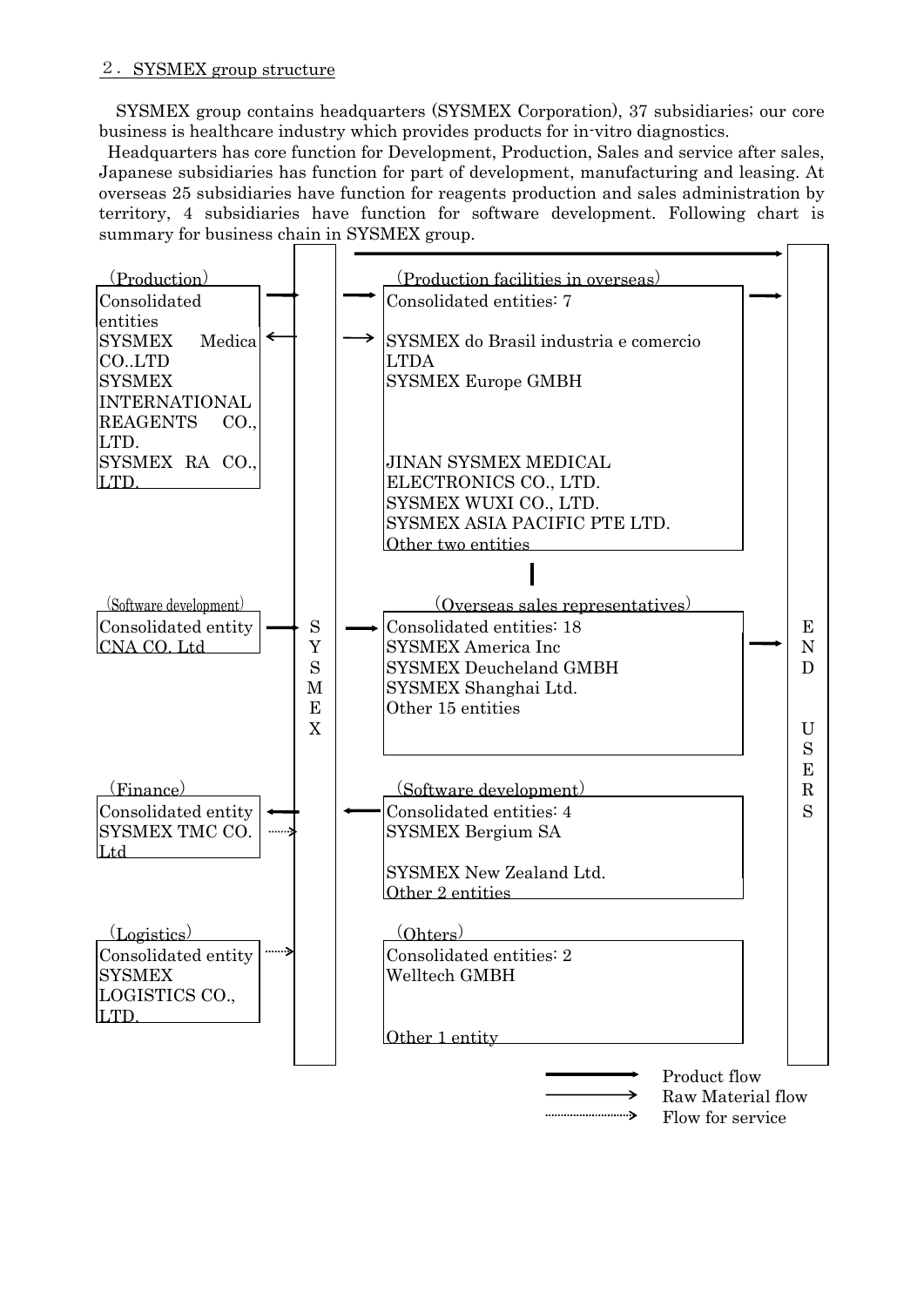## 2. SYSMEX group structure

SYSMEX group contains headquarters (SYSMEX Corporation), 37 subsidiaries; our core business is healthcare industry which provides products for in-vitro diagnostics.

Headquarters has core function for Development, Production, Sales and service after sales, Japanese subsidiaries has function for part of development, manufacturing and leasing. At overseas 25 subsidiaries have function for reagents production and sales administration by territory, 4 subsidiaries have function for software development. Following chart is summary for business chain in SYSMEX group.

(Production)
Consolidated entities
SYSMEX Medica CO..LTD
SYSMEX INTERNATIONAL REAGENTS CO., LTD.
SYSMEX RA CO., LTD.

(Software development)
Consolidated entity
CNA CO. Ltd

(Finance)
Consolidated entity
SYSMEX TMC CO. Ltd

(Logistics)
Consolidated entity
SYSMEX LOGISTICS CO., LTD.

SYSMEX

(Production facilities in overseas)
Consolidated entities: 7
SYSMEX do Brasil industria e comercio LTDA
SYSMEX Europe GMBH
JINAN SYSMEX MEDICAL ELECTRONICS CO., LTD.
SYSMEX WUXI CO., LTD.
SYSMEX ASIA PACIFIC PTE LTD.
Other two entities

(Overseas sales representatives)
Consolidated entities: 18
SYSMEX America Inc
SYSMEX Deucheland GMBH
SYSMEX Shanghai Ltd.
Other 15 entities

(Software development)
Consolidated entities: 4
SYSMEX Bergium SA
SYSMEX New Zealand Ltd.
Other 2 entities

(Ohters)
Consolidated entities: 2
Welltech GMBH
Other 1 entity

END USERS

Product flow
Raw Material flow
Flow for service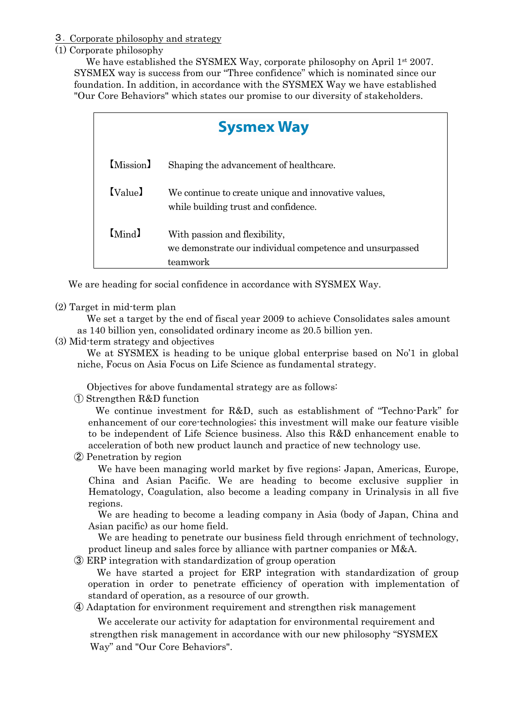## 3．Corporate philosophy and strategy

### (1) Corporate philosophy

We have established the SYSMEX Way, corporate philosophy on April 1st 2007. SYSMEX way is success from our "Three confidence" which is nominated since our foundation. In addition, in accordance with the SYSMEX Way we have established "Our Core Behaviors" which states our promise to our diversity of stakeholders.

| **Sysmex Way** | |
|---|---|
| 【Mission】 | Shaping the advancement of healthcare. |
| 【Value】 | We continue to create unique and innovative values, while building trust and confidence. |
| 【Mind】 | With passion and flexibility, we demonstrate our individual competence and unsurpassed teamwork |

We are heading for social confidence in accordance with SYSMEX Way.

### (2) Target in mid-term plan

We set a target by the end of fiscal year 2009 to achieve Consolidates sales amount as 140 billion yen, consolidated ordinary income as 20.5 billion yen.

### (3) Mid-term strategy and objectives

We at SYSMEX is heading to be unique global enterprise based on No'1 in global niche, Focus on Asia Focus on Life Science as fundamental strategy.

Objectives for above fundamental strategy are as follows:

① Strengthen R&D function

We continue investment for R&D, such as establishment of "Techno-Park" for enhancement of our core-technologies; this investment will make our feature visible to be independent of Life Science business. Also this R&D enhancement enable to acceleration of both new product launch and practice of new technology use.

② Penetration by region

We have been managing world market by five regions: Japan, Americas, Europe, China and Asian Pacific. We are heading to become exclusive supplier in Hematology, Coagulation, also become a leading company in Urinalysis in all five regions.

We are heading to become a leading company in Asia (body of Japan, China and Asian pacific) as our home field.

We are heading to penetrate our business field through enrichment of technology, product lineup and sales force by alliance with partner companies or M&A.

③ ERP integration with standardization of group operation

We have started a project for ERP integration with standardization of group operation in order to penetrate efficiency of operation with implementation of standard of operation, as a resource of our growth.

④ Adaptation for environment requirement and strengthen risk management

We accelerate our activity for adaptation for environmental requirement and strengthen risk management in accordance with our new philosophy "SYSMEX Way" and "Our Core Behaviors".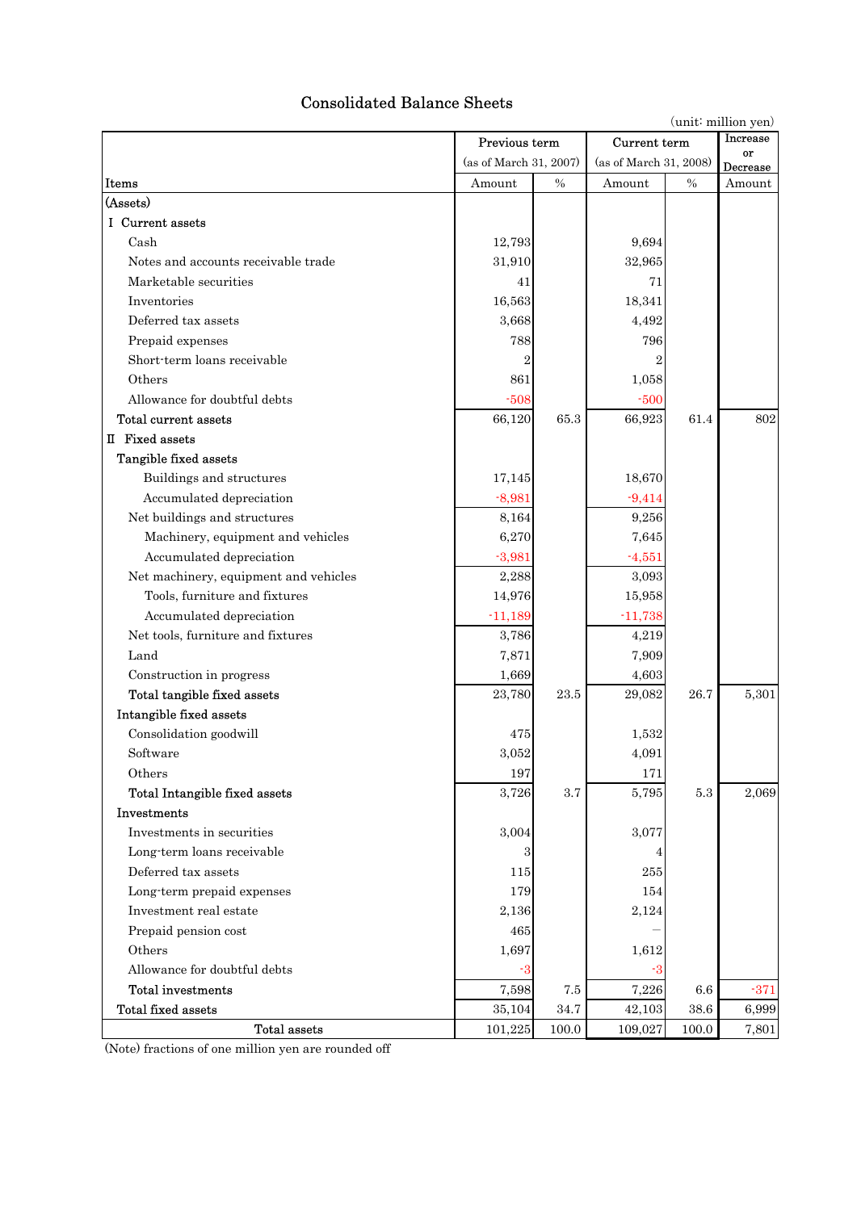# Consolidated Balance Sheets

(unit: million yen)

| Items | Previous term (as of March 31, 2007) | | Current term (as of March 31, 2008) | | Increase or Decrease |
|---|---|---|---|---|---|
| | Amount | % | Amount | % | Amount |
| (Assets) | | | | | |
| I Current assets | | | | | |
| Cash | 12,793 | | 9,694 | | |
| Notes and accounts receivable trade | 31,910 | | 32,965 | | |
| Marketable securities | 41 | | 71 | | |
| Inventories | 16,563 | | 18,341 | | |
| Deferred tax assets | 3,668 | | 4,492 | | |
| Prepaid expenses | 788 | | 796 | | |
| Short-term loans receivable | 2 | | 2 | | |
| Others | 861 | | 1,058 | | |
| Allowance for doubtful debts | -508 | | -500 | | |
| Total current assets | 66,120 | 65.3 | 66,923 | 61.4 | 802 |
| II Fixed assets | | | | | |
| Tangible fixed assets | | | | | |
| Buildings and structures | 17,145 | | 18,670 | | |
| Accumulated depreciation | -8,981 | | -9,414 | | |
| Net buildings and structures | 8,164 | | 9,256 | | |
| Machinery, equipment and vehicles | 6,270 | | 7,645 | | |
| Accumulated depreciation | -3,981 | | -4,551 | | |
| Net machinery, equipment and vehicles | 2,288 | | 3,093 | | |
| Tools, furniture and fixtures | 14,976 | | 15,958 | | |
| Accumulated depreciation | -11,189 | | -11,738 | | |
| Net tools, furniture and fixtures | 3,786 | | 4,219 | | |
| Land | 7,871 | | 7,909 | | |
| Construction in progress | 1,669 | | 4,603 | | |
| Total tangible fixed assets | 23,780 | 23.5 | 29,082 | 26.7 | 5,301 |
| Intangible fixed assets | | | | | |
| Consolidation goodwill | 475 | | 1,532 | | |
| Software | 3,052 | | 4,091 | | |
| Others | 197 | | 171 | | |
| Total Intangible fixed assets | 3,726 | 3.7 | 5,795 | 5.3 | 2,069 |
| Investments | | | | | |
| Investments in securities | 3,004 | | 3,077 | | |
| Long-term loans receivable | 3 | | 4 | | |
| Deferred tax assets | 115 | | 255 | | |
| Long-term prepaid expenses | 179 | | 154 | | |
| Investment real estate | 2,136 | | 2,124 | | |
| Prepaid pension cost | 465 | | — | | |
| Others | 1,697 | | 1,612 | | |
| Allowance for doubtful debts | -3 | | -3 | | |
| Total investments | 7,598 | 7.5 | 7,226 | 6.6 | -371 |
| Total fixed assets | 35,104 | 34.7 | 42,103 | 38.6 | 6,999 |
| Total assets | 101,225 | 100.0 | 109,027 | 100.0 | 7,801 |

(Note) fractions of one million yen are rounded off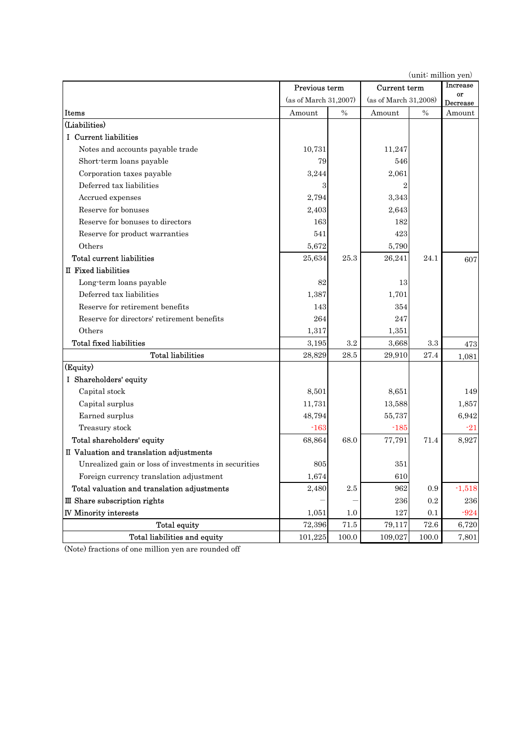(unit: million yen)

| Items | Previous term (as of March 31,2007) Amount | % | Current term (as of March 31,2008) Amount | % | Increase or Decrease Amount |
|---|---|---|---|---|---|
| (Liabilities) | | | | | |
| Ⅰ Current liabilities | | | | | |
| Notes and accounts payable trade | 10,731 | | 11,247 | | |
| Short-term loans payable | 79 | | 546 | | |
| Corporation taxes payable | 3,244 | | 2,061 | | |
| Deferred tax liabilities | 3 | | 2 | | |
| Accrued expenses | 2,794 | | 3,343 | | |
| Reserve for bonuses | 2,403 | | 2,643 | | |
| Reserve for bonuses to directors | 163 | | 182 | | |
| Reserve for product warranties | 541 | | 423 | | |
| Others | 5,672 | | 5,790 | | |
| Total current liabilities | 25,634 | 25.3 | 26,241 | 24.1 | 607 |
| Ⅱ Fixed liabilities | | | | | |
| Long-term loans payable | 82 | | 13 | | |
| Deferred tax liabilities | 1,387 | | 1,701 | | |
| Reserve for retirement benefits | 143 | | 354 | | |
| Reserve for directors' retirement benefits | 264 | | 247 | | |
| Others | 1,317 | | 1,351 | | |
| Total fixed liabilities | 3,195 | 3.2 | 3,668 | 3.3 | 473 |
| Total liabilities | 28,829 | 28.5 | 29,910 | 27.4 | 1,081 |
| (Equity) | | | | | |
| Ⅰ Shareholders' equity | | | | | |
| Capital stock | 8,501 | | 8,651 | | 149 |
| Capital surplus | 11,731 | | 13,588 | | 1,857 |
| Earned surplus | 48,794 | | 55,737 | | 6,942 |
| Treasury stock | -163 | | -185 | | -21 |
| Total shareholders' equity | 68,864 | 68.0 | 77,791 | 71.4 | 8,927 |
| Ⅱ Valuation and translation adjustments | | | | | |
| Unrealized gain or loss of investments in securities | 805 | | 351 | | |
| Foreign currency translation adjustment | 1,674 | | 610 | | |
| Total valuation and translation adjustments | 2,480 | 2.5 | 962 | 0.9 | -1,518 |
| Ⅲ Share subscription rights | ― | ― | 236 | 0.2 | 236 |
| Ⅳ Minority interests | 1,051 | 1.0 | 127 | 0.1 | -924 |
| Total equity | 72,396 | 71.5 | 79,117 | 72.6 | 6,720 |
| Total liabilities and equity | 101,225 | 100.0 | 109,027 | 100.0 | 7,801 |

(Note) fractions of one million yen are rounded off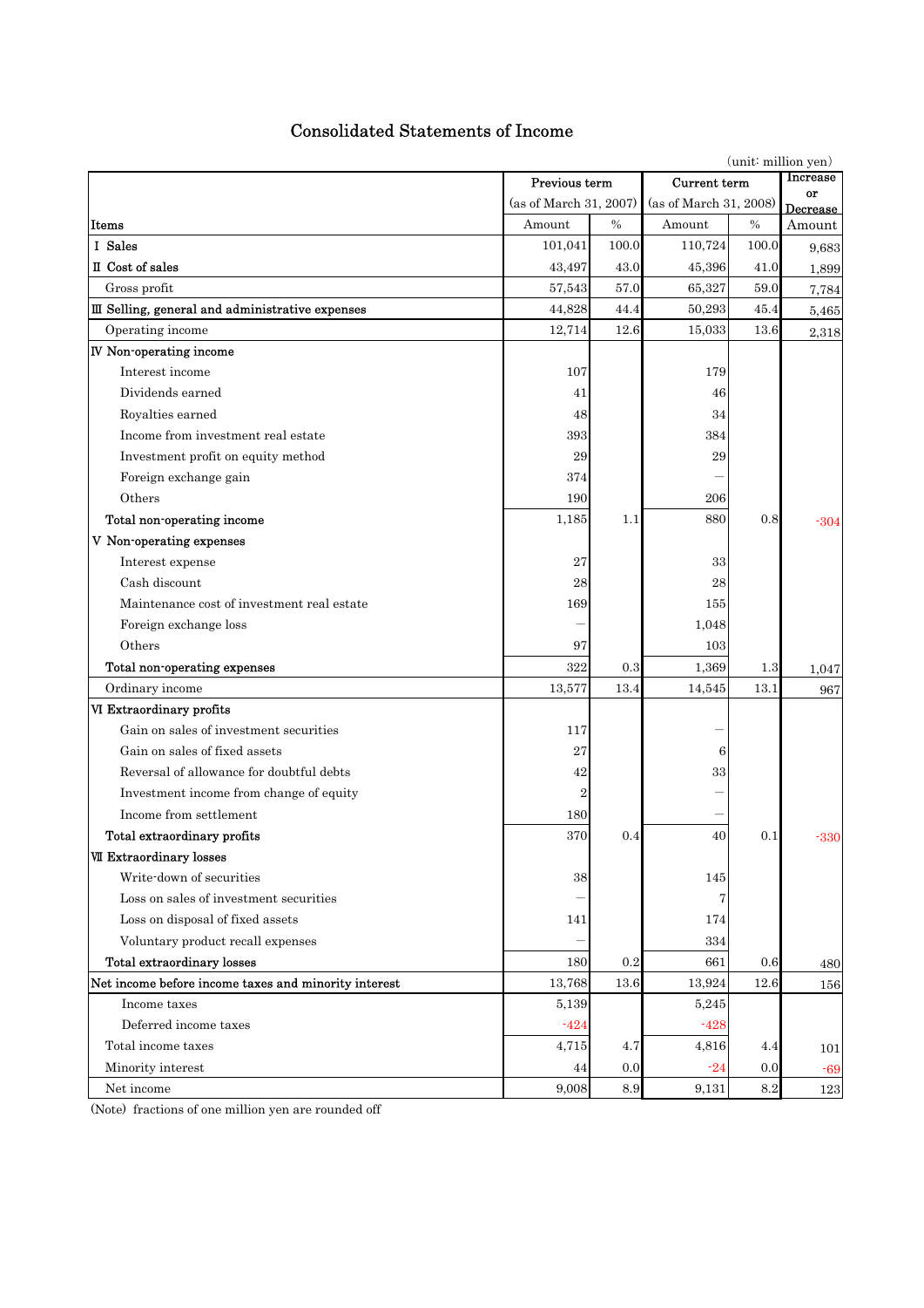# Consolidated Statements of Income

(unit: million yen)

| Items | Previous term (as of March 31, 2007) | | Current term (as of March 31, 2008) | | Increase or Decrease |
|---|---|---|---|---|---|
| | Amount | % | Amount | % | Amount |
| Ⅰ Sales | 101,041 | 100.0 | 110,724 | 100.0 | 9,683 |
| Ⅱ Cost of sales | 43,497 | 43.0 | 45,396 | 41.0 | 1,899 |
| Gross profit | 57,543 | 57.0 | 65,327 | 59.0 | 7,784 |
| Ⅲ Selling, general and administrative expenses | 44,828 | 44.4 | 50,293 | 45.4 | 5,465 |
| Operating income | 12,714 | 12.6 | 15,033 | 13.6 | 2,318 |
| Ⅳ Non-operating income | | | | | |
| Interest income | 107 | | 179 | | |
| Dividends earned | 41 | | 46 | | |
| Royalties earned | 48 | | 34 | | |
| Income from investment real estate | 393 | | 384 | | |
| Investment profit on equity method | 29 | | 29 | | |
| Foreign exchange gain | 374 | | ― | | |
| Others | 190 | | 206 | | |
| Total non-operating income | 1,185 | 1.1 | 880 | 0.8 | -304 |
| Ⅴ Non-operating expenses | | | | | |
| Interest expense | 27 | | 33 | | |
| Cash discount | 28 | | 28 | | |
| Maintenance cost of investment real estate | 169 | | 155 | | |
| Foreign exchange loss | ― | | 1,048 | | |
| Others | 97 | | 103 | | |
| Total non-operating expenses | 322 | 0.3 | 1,369 | 1.3 | 1,047 |
| Ordinary income | 13,577 | 13.4 | 14,545 | 13.1 | 967 |
| Ⅵ Extraordinary profits | | | | | |
| Gain on sales of investment securities | 117 | | ― | | |
| Gain on sales of fixed assets | 27 | | 6 | | |
| Reversal of allowance for doubtful debts | 42 | | 33 | | |
| Investment income from change of equity | 2 | | ― | | |
| Income from settlement | 180 | | ― | | |
| Total extraordinary profits | 370 | 0.4 | 40 | 0.1 | -330 |
| Ⅶ Extraordinary losses | | | | | |
| Write-down of securities | 38 | | 145 | | |
| Loss on sales of investment securities | ― | | 7 | | |
| Loss on disposal of fixed assets | 141 | | 174 | | |
| Voluntary product recall expenses | ― | | 334 | | |
| Total extraordinary losses | 180 | 0.2 | 661 | 0.6 | 480 |
| Net income before income taxes and minority interest | 13,768 | 13.6 | 13,924 | 12.6 | 156 |
| Income taxes | 5,139 | | 5,245 | | |
| Deferred income taxes | -424 | | -428 | | |
| Total income taxes | 4,715 | 4.7 | 4,816 | 4.4 | 101 |
| Minority interest | 44 | 0.0 | -24 | 0.0 | -69 |
| Net income | 9,008 | 8.9 | 9,131 | 8.2 | 123 |

(Note) fractions of one million yen are rounded off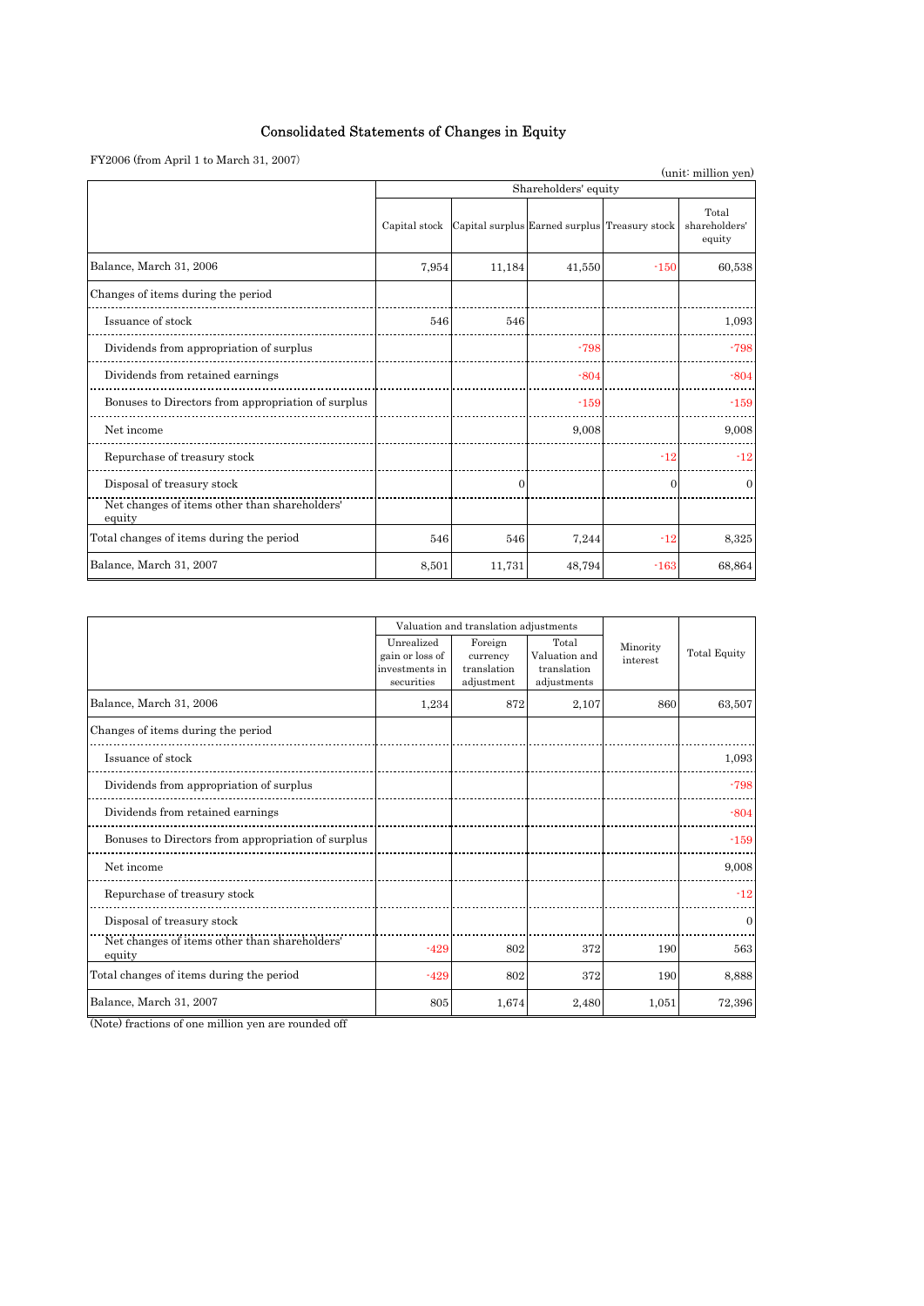# Consolidated Statements of Changes in Equity

FY2006 (from April 1 to March 31, 2007)

(unit: million yen)

| | Shareholders' equity | | | | |
|---|---|---|---|---|---|
| | Capital stock | Capital surplus | Earned surplus | Treasury stock | Total shareholders' equity |
| Balance, March 31, 2006 | 7,954 | 11,184 | 41,550 | -150 | 60,538 |
| Changes of items during the period | | | | | |
| Issuance of stock | 546 | 546 | | | 1,093 |
| Dividends from appropriation of surplus | | | -798 | | -798 |
| Dividends from retained earnings | | | -804 | | -804 |
| Bonuses to Directors from appropriation of surplus | | | -159 | | -159 |
| Net income | | | 9,008 | | 9,008 |
| Repurchase of treasury stock | | | | -12 | -12 |
| Disposal of treasury stock | | 0 | | 0 | 0 |
| Net changes of items other than shareholders' equity | | | | | |
| Total changes of items during the period | 546 | 546 | 7,244 | -12 | 8,325 |
| Balance, March 31, 2007 | 8,501 | 11,731 | 48,794 | -163 | 68,864 |

| | Valuation and translation adjustments | | | Minority interest | Total Equity |
|---|---|---|---|---|---|
| | Unrealized gain or loss of investments in securities | Foreign currency translation adjustment | Total Valuation and translation adjustments | | |
| Balance, March 31, 2006 | 1,234 | 872 | 2,107 | 860 | 63,507 |
| Changes of items during the period | | | | | |
| Issuance of stock | | | | | 1,093 |
| Dividends from appropriation of surplus | | | | | -798 |
| Dividends from retained earnings | | | | | -804 |
| Bonuses to Directors from appropriation of surplus | | | | | -159 |
| Net income | | | | | 9,008 |
| Repurchase of treasury stock | | | | | -12 |
| Disposal of treasury stock | | | | | 0 |
| Net changes of items other than shareholders' equity | -429 | 802 | 372 | 190 | 563 |
| Total changes of items during the period | -429 | 802 | 372 | 190 | 8,888 |
| Balance, March 31, 2007 | 805 | 1,674 | 2,480 | 1,051 | 72,396 |

(Note) fractions of one million yen are rounded off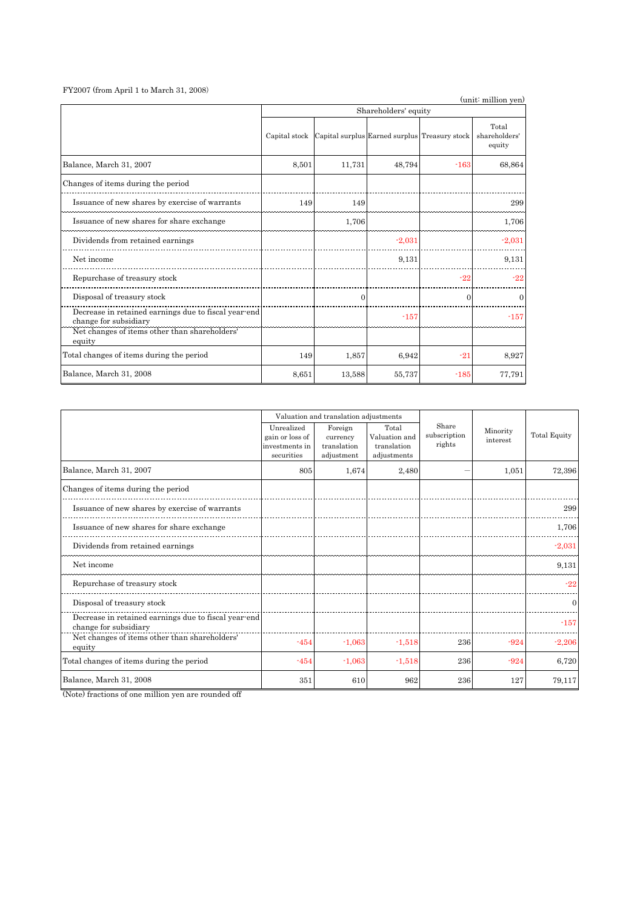FY2007 (from April 1 to March 31, 2008)

(unit: million yen)

| | Shareholders' equity | | | | |
|---|---|---|---|---|---|
| | Capital stock | Capital surplus | Earned surplus | Treasury stock | Total shareholders' equity |
| Balance, March 31, 2007 | 8,501 | 11,731 | 48,794 | -163 | 68,864 |
| Changes of items during the period | | | | | |
| Issuance of new shares by exercise of warrants | 149 | 149 | | | 299 |
| Issuance of new shares for share exchange | | 1,706 | | | 1,706 |
| Dividends from retained earnings | | | -2,031 | | -2,031 |
| Net income | | | 9,131 | | 9,131 |
| Repurchase of treasury stock | | | | -22 | -22 |
| Disposal of treasury stock | | 0 | | 0 | 0 |
| Decrease in retained earnings due to fiscal year-end change for subsidiary | | | -157 | | -157 |
| Net changes of items other than shareholders' equity | | | | | |
| Total changes of items during the period | 149 | 1,857 | 6,942 | -21 | 8,927 |
| Balance, March 31, 2008 | 8,651 | 13,588 | 55,737 | -185 | 77,791 |

| | Valuation and translation adjustments | | | Share subscription rights | Minority interest | Total Equity |
|---|---|---|---|---|---|---|
| | Unrealized gain or loss of investments in securities | Foreign currency translation adjustment | Total Valuation and translation adjustments | | | |
| Balance, March 31, 2007 | 805 | 1,674 | 2,480 | — | 1,051 | 72,396 |
| Changes of items during the period | | | | | | |
| Issuance of new shares by exercise of warrants | | | | | | 299 |
| Issuance of new shares for share exchange | | | | | | 1,706 |
| Dividends from retained earnings | | | | | | -2,031 |
| Net income | | | | | | 9,131 |
| Repurchase of treasury stock | | | | | | -22 |
| Disposal of treasury stock | | | | | | 0 |
| Decrease in retained earnings due to fiscal year-end change for subsidiary | | | | | | -157 |
| Net changes of items other than shareholders' equity | -454 | -1,063 | -1,518 | 236 | -924 | -2,206 |
| Total changes of items during the period | -454 | -1,063 | -1,518 | 236 | -924 | 6,720 |
| Balance, March 31, 2008 | 351 | 610 | 962 | 236 | 127 | 79,117 |

(Note) fractions of one million yen are rounded off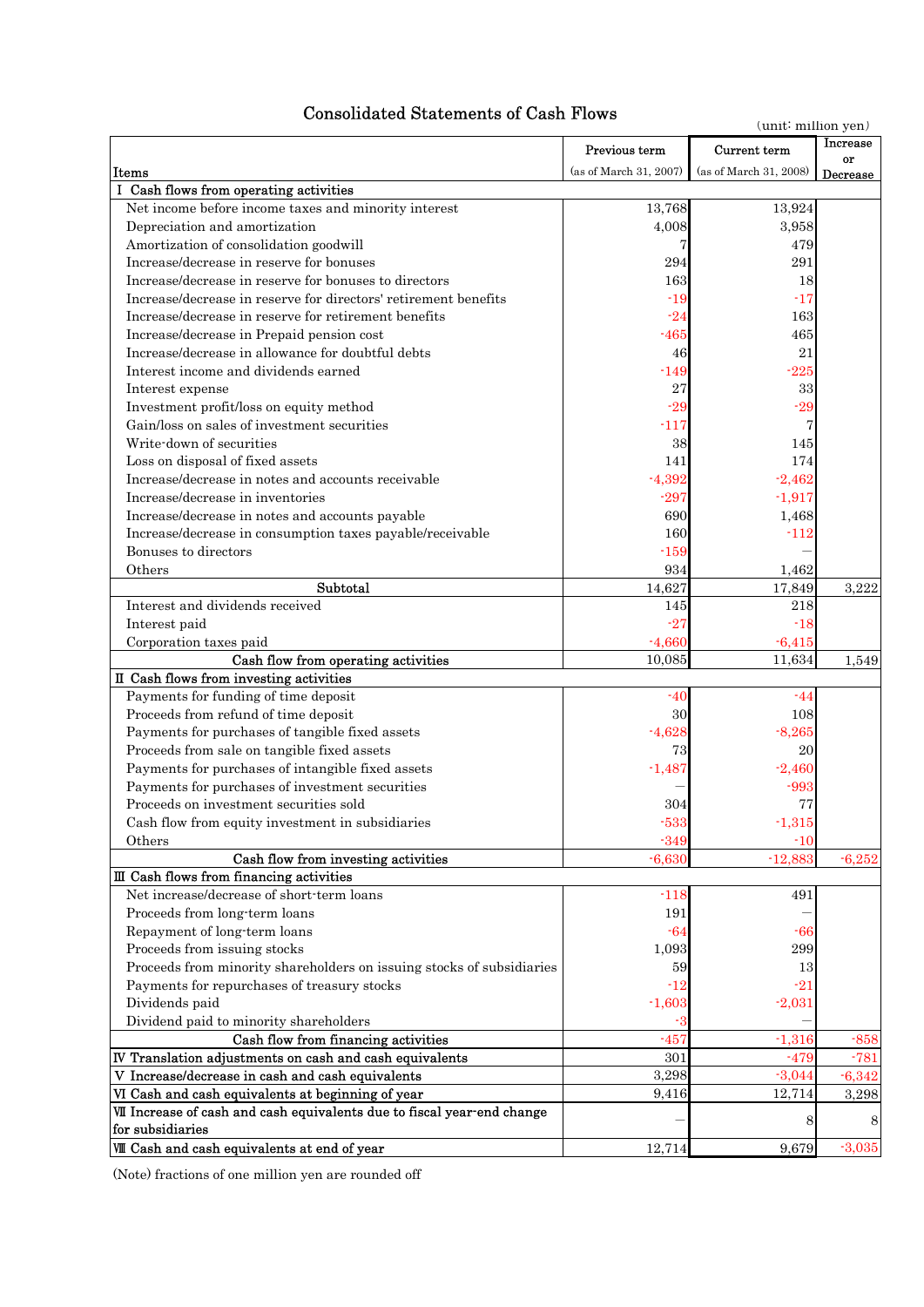# Consolidated Statements of Cash Flows

(unit: million yen)

| Items | Previous term (as of March 31, 2007) | Current term (as of March 31, 2008) | Increase or Decrease |
|---|---|---|---|
| Ⅰ Cash flows from operating activities | | | |
| Net income before income taxes and minority interest | 13,768 | 13,924 | |
| Depreciation and amortization | 4,008 | 3,958 | |
| Amortization of consolidation goodwill | 7 | 479 | |
| Increase/decrease in reserve for bonuses | 294 | 291 | |
| Increase/decrease in reserve for bonuses to directors | 163 | 18 | |
| Increase/decrease in reserve for directors' retirement benefits | -19 | -17 | |
| Increase/decrease in reserve for retirement benefits | -24 | 163 | |
| Increase/decrease in Prepaid pension cost | -465 | 465 | |
| Increase/decrease in allowance for doubtful debts | 46 | 21 | |
| Interest income and dividends earned | -149 | -225 | |
| Interest expense | 27 | 33 | |
| Investment profit/loss on equity method | -29 | -29 | |
| Gain/loss on sales of investment securities | -117 | 7 | |
| Write-down of securities | 38 | 145 | |
| Loss on disposal of fixed assets | 141 | 174 | |
| Increase/decrease in notes and accounts receivable | -4,392 | -2,462 | |
| Increase/decrease in inventories | -297 | -1,917 | |
| Increase/decrease in notes and accounts payable | 690 | 1,468 | |
| Increase/decrease in consumption taxes payable/receivable | 160 | -112 | |
| Bonuses to directors | -159 | — | |
| Others | 934 | 1,462 | |
| Subtotal | 14,627 | 17,849 | 3,222 |
| Interest and dividends received | 145 | 218 | |
| Interest paid | -27 | -18 | |
| Corporation taxes paid | -4,660 | -6,415 | |
| Cash flow from operating activities | 10,085 | 11,634 | 1,549 |
| Ⅱ Cash flows from investing activities | | | |
| Payments for funding of time deposit | -40 | -44 | |
| Proceeds from refund of time deposit | 30 | 108 | |
| Payments for purchases of tangible fixed assets | -4,628 | -8,265 | |
| Proceeds from sale on tangible fixed assets | 73 | 20 | |
| Payments for purchases of intangible fixed assets | -1,487 | -2,460 | |
| Payments for purchases of investment securities | — | -993 | |
| Proceeds on investment securities sold | 304 | 77 | |
| Cash flow from equity investment in subsidiaries | -533 | -1,315 | |
| Others | -349 | -10 | |
| Cash flow from investing activities | -6,630 | -12,883 | -6,252 |
| Ⅲ Cash flows from financing activities | | | |
| Net increase/decrease of short-term loans | -118 | 491 | |
| Proceeds from long-term loans | 191 | — | |
| Repayment of long-term loans | -64 | -66 | |
| Proceeds from issuing stocks | 1,093 | 299 | |
| Proceeds from minority shareholders on issuing stocks of subsidiaries | 59 | 13 | |
| Payments for repurchases of treasury stocks | -12 | -21 | |
| Dividends paid | -1,603 | -2,031 | |
| Dividend paid to minority shareholders | -3 | — | |
| Cash flow from financing activities | -457 | -1,316 | -858 |
| Ⅳ Translation adjustments on cash and cash equivalents | 301 | -479 | -781 |
| Ⅴ Increase/decrease in cash and cash equivalents | 3,298 | -3,044 | -6,342 |
| Ⅵ Cash and cash equivalents at beginning of year | 9,416 | 12,714 | 3,298 |
| Ⅶ Increase of cash and cash equivalents due to fiscal year-end change for subsidiaries | — | 8 | 8 |
| Ⅷ Cash and cash equivalents at end of year | 12,714 | 9,679 | -3,035 |

(Note) fractions of one million yen are rounded off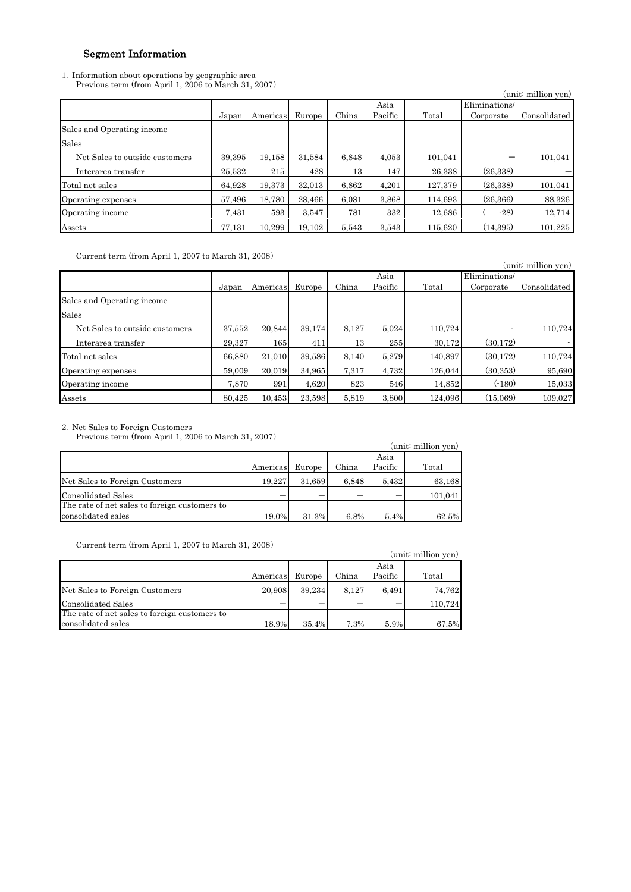# Segment Information

1. Information about operations by geographic area

Previous term (from April 1, 2006 to March 31, 2007)

(unit: million yen)

| | Japan | Americas | Europe | China | Asia Pacific | Total | Eliminations/ Corporate | Consolidated |
|---|---|---|---|---|---|---|---|---|
| Sales and Operating income | | | | | | | | |
| Sales | | | | | | | | |
| Net Sales to outside customers | 39,395 | 19,158 | 31,584 | 6,848 | 4,053 | 101,041 | — | 101,041 |
| Interarea transfer | 25,532 | 215 | 428 | 13 | 147 | 26,338 | (26,338) | — |
| Total net sales | 64,928 | 19,373 | 32,013 | 6,862 | 4,201 | 127,379 | (26,338) | 101,041 |
| Operating expenses | 57,496 | 18,780 | 28,466 | 6,081 | 3,868 | 114,693 | (26,366) | 88,326 |
| Operating income | 7,431 | 593 | 3,547 | 781 | 332 | 12,686 | ( -28) | 12,714 |
| Assets | 77,131 | 10,299 | 19,102 | 5,543 | 3,543 | 115,620 | (14,395) | 101,225 |

Current term (from April 1, 2007 to March 31, 2008)

(unit: million yen)

| | Japan | Americas | Europe | China | Asia Pacific | Total | Eliminations/ Corporate | Consolidated |
|---|---|---|---|---|---|---|---|---|
| Sales and Operating income | | | | | | | | |
| Sales | | | | | | | | |
| Net Sales to outside customers | 37,552 | 20,844 | 39,174 | 8,127 | 5,024 | 110,724 | - | 110,724 |
| Interarea transfer | 29,327 | 165 | 411 | 13 | 255 | 30,172 | (30,172) | - |
| Total net sales | 66,880 | 21,010 | 39,586 | 8,140 | 5,279 | 140,897 | (30,172) | 110,724 |
| Operating expenses | 59,009 | 20,019 | 34,965 | 7,317 | 4,732 | 126,044 | (30,353) | 95,690 |
| Operating income | 7,870 | 991 | 4,620 | 823 | 546 | 14,852 | (-180) | 15,033 |
| Assets | 80,425 | 10,453 | 23,598 | 5,819 | 3,800 | 124,096 | (15,069) | 109,027 |

2. Net Sales to Foreign Customers

Previous term (from April 1, 2006 to March 31, 2007)

(unit: million yen)

| | Americas | Europe | China | Asia Pacific | Total |
|---|---|---|---|---|---|
| Net Sales to Foreign Customers | 19,227 | 31,659 | 6,848 | 5,432 | 63,168 |
| Consolidated Sales | — | — | — | — | 101,041 |
| The rate of net sales to foreign customers to consolidated sales | 19.0% | 31.3% | 6.8% | 5.4% | 62.5% |

Current term (from April 1, 2007 to March 31, 2008)

(unit: million yen)

| | Americas | Europe | China | Asia Pacific | Total |
|---|---|---|---|---|---|
| Net Sales to Foreign Customers | 20,908 | 39,234 | 8,127 | 6,491 | 74,762 |
| Consolidated Sales | — | — | — | — | 110,724 |
| The rate of net sales to foreign customers to consolidated sales | 18.9% | 35.4% | 7.3% | 5.9% | 67.5% |